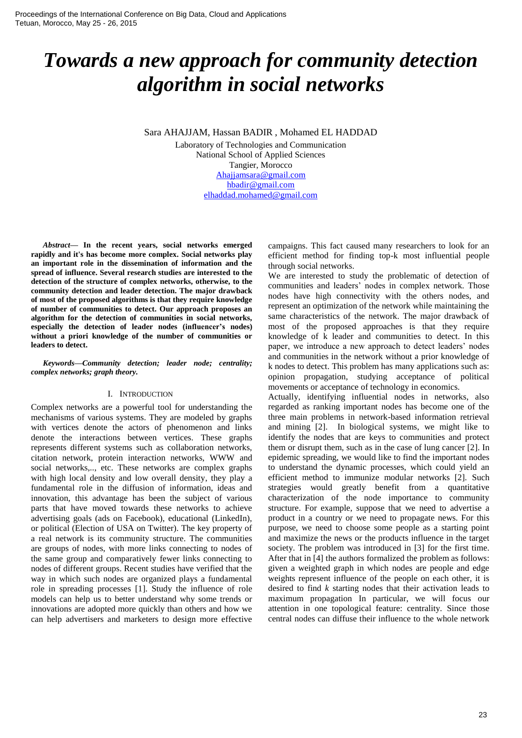# *Towards a new approach for community detection algorithm in social networks*

Sara AHAJJAM, Hassan BADIR , Mohamed EL HADDAD

Laboratory of Technologies and Communication
National School of Applied Sciences
Tangier, Morocco
Ahajjamsara@gmail.com
hbadir@gmail.com
elhaddad.mohamed@gmail.com

***Abstract*— In the recent years, social networks emerged rapidly and it's has become more complex. Social networks play an important role in the dissemination of information and the spread of influence. Several research studies are interested to the detection of the structure of complex networks, otherwise, to the community detection and leader detection. The major drawback of most of the proposed algorithms is that they require knowledge of number of communities to detect. Our approach proposes an algorithm for the detection of communities in social networks, especially the detection of leader nodes (influencer's nodes) without a priori knowledge of the number of communities or leaders to detect.**

***Keywords—Community detection; leader node; centrality; complex networks; graph theory.***

## I. INTRODUCTION

Complex networks are a powerful tool for understanding the mechanisms of various systems. They are modeled by graphs with vertices denote the actors of phenomenon and links denote the interactions between vertices. These graphs represents different systems such as collaboration networks, citation network, protein interaction networks, WWW and social networks,.., etc. These networks are complex graphs with high local density and low overall density, they play a fundamental role in the diffusion of information, ideas and innovation, this advantage has been the subject of various parts that have moved towards these networks to achieve advertising goals (ads on Facebook), educational (LinkedIn), or political (Election of USA on Twitter). The key property of a real network is its community structure. The communities are groups of nodes, with more links connecting to nodes of the same group and comparatively fewer links connecting to nodes of different groups. Recent studies have verified that the way in which such nodes are organized plays a fundamental role in spreading processes [1]. Study the influence of role models can help us to better understand why some trends or innovations are adopted more quickly than others and how we can help advertisers and marketers to design more effective campaigns. This fact caused many researchers to look for an efficient method for finding top-k most influential people through social networks.

We are interested to study the problematic of detection of communities and leaders' nodes in complex network. Those nodes have high connectivity with the others nodes, and represent an optimization of the network while maintaining the same characteristics of the network. The major drawback of most of the proposed approaches is that they require knowledge of k leader and communities to detect. In this paper, we introduce a new approach to detect leaders' nodes and communities in the network without a prior knowledge of k nodes to detect. This problem has many applications such as: opinion propagation, studying acceptance of political movements or acceptance of technology in economics.

Actually, identifying influential nodes in networks, also regarded as ranking important nodes has become one of the three main problems in network-based information retrieval and mining [2]. In biological systems, we might like to identify the nodes that are keys to communities and protect them or disrupt them, such as in the case of lung cancer [2]. In epidemic spreading, we would like to find the important nodes to understand the dynamic processes, which could yield an efficient method to immunize modular networks [2]. Such strategies would greatly benefit from a quantitative characterization of the node importance to community structure. For example, suppose that we need to advertise a product in a country or we need to propagate news. For this purpose, we need to choose some people as a starting point and maximize the news or the products influence in the target society. The problem was introduced in [3] for the first time. After that in [4] the authors formalized the problem as follows: given a weighted graph in which nodes are people and edge weights represent influence of the people on each other, it is desired to find *k* starting nodes that their activation leads to maximum propagation In particular, we will focus our attention in one topological feature: centrality. Since those central nodes can diffuse their influence to the whole network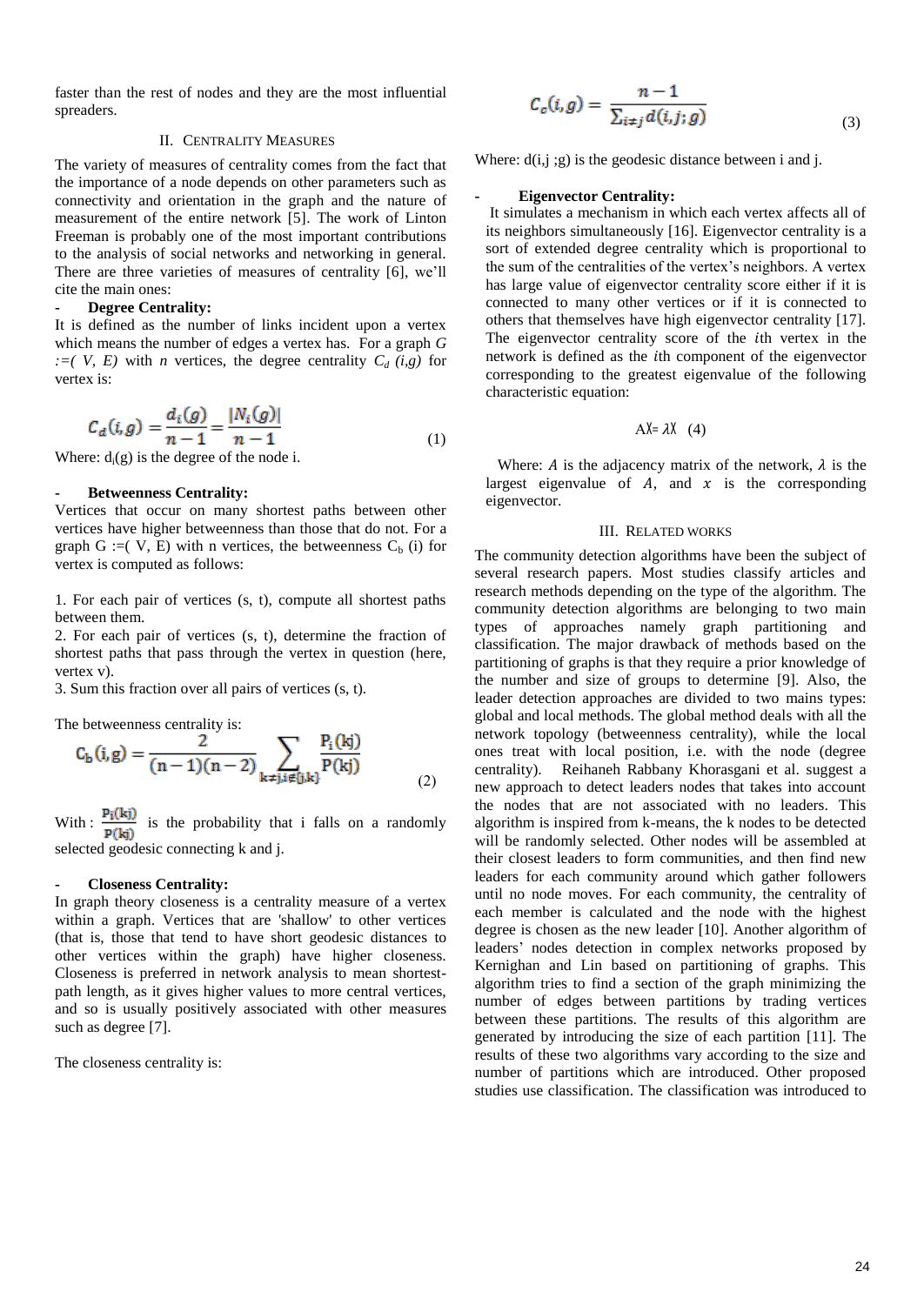faster than the rest of nodes and they are the most influential spreaders.

## II. Centrality Measures

The variety of measures of centrality comes from the fact that the importance of a node depends on other parameters such as connectivity and orientation in the graph and the nature of measurement of the entire network [5]. The work of Linton Freeman is probably one of the most important contributions to the analysis of social networks and networking in general. There are three varieties of measures of centrality [6], we'll cite the main ones:

- **Degree Centrality:**

It is defined as the number of links incident upon a vertex which means the number of edges a vertex has. For a graph *G :=( V, E)* with *n* vertices, the degree centrality $C_d\ (i,g)$ for vertex is:

$$C_d(i,g) = \frac{d_i(g)}{n-1} = \frac{|N_i(g)|}{n-1} \qquad (1)$$

Where: $d_i(g)$ is the degree of the node i.

- **Betweenness Centrality:**

Vertices that occur on many shortest paths between other vertices have higher betweenness than those that do not. For a graph G :=( V, E) with n vertices, the betweenness $C_b$ (i) for vertex is computed as follows:

1. For each pair of vertices (s, t), compute all shortest paths between them.
2. For each pair of vertices (s, t), determine the fraction of shortest paths that pass through the vertex in question (here, vertex v).
3. Sum this fraction over all pairs of vertices (s, t).

The betweenness centrality is:

$$C_b(i,g) = \frac{2}{(n-1)(n-2)} \sum_{k \neq j, i \notin \{j,k\}} \frac{P_i(kj)}{P(kj)} \qquad (2)$$

With : $\frac{P_i(kj)}{P(kj)}$ is the probability that i falls on a randomly selected geodesic connecting k and j.

- **Closeness Centrality:**

In graph theory closeness is a centrality measure of a vertex within a graph. Vertices that are 'shallow' to other vertices (that is, those that tend to have short geodesic distances to other vertices within the graph) have higher closeness. Closeness is preferred in network analysis to mean shortest-path length, as it gives higher values to more central vertices, and so is usually positively associated with other measures such as degree [7].

The closeness centrality is:

$$C_c(i,g) = \frac{n-1}{\sum_{i \neq j} d(i,j;g)} \qquad (3)$$

Where: d(i,j ;g) is the geodesic distance between i and j.

- **Eigenvector Centrality:**

It simulates a mechanism in which each vertex affects all of its neighbors simultaneously [16]. Eigenvector centrality is a sort of extended degree centrality which is proportional to the sum of the centralities of the vertex's neighbors. A vertex has large value of eigenvector centrality score either if it is connected to many other vertices or if it is connected to others that themselves have high eigenvector centrality [17]. The eigenvector centrality score of the *i*th vertex in the network is defined as the *i*th component of the eigenvector corresponding to the greatest eigenvalue of the following characteristic equation:

$$AX = \lambda X \quad (4)$$

Where: $A$ is the adjacency matrix of the network, $\lambda$ is the largest eigenvalue of $A$, and $x$ is the corresponding eigenvector.

## III. Related Works

The community detection algorithms have been the subject of several research papers. Most studies classify articles and research methods depending on the type of the algorithm. The community detection algorithms are belonging to two main types of approaches namely graph partitioning and classification. The major drawback of methods based on the partitioning of graphs is that they require a prior knowledge of the number and size of groups to determine [9]. Also, the leader detection approaches are divided to two mains types: global and local methods. The global method deals with all the network topology (betweenness centrality), while the local ones treat with local position, i.e. with the node (degree centrality). Reihaneh Rabbany Khorasgani et al. suggest a new approach to detect leaders nodes that takes into account the nodes that are not associated with no leaders. This algorithm is inspired from k-means, the k nodes to be detected will be randomly selected. Other nodes will be assembled at their closest leaders to form communities, and then find new leaders for each community around which gather followers until no node moves. For each community, the centrality of each member is calculated and the node with the highest degree is chosen as the new leader [10]. Another algorithm of leaders' nodes detection in complex networks proposed by Kernighan and Lin based on partitioning of graphs. This algorithm tries to find a section of the graph minimizing the number of edges between partitions by trading vertices between these partitions. The results of this algorithm are generated by introducing the size of each partition [11]. The results of these two algorithms vary according to the size and number of partitions which are introduced. Other proposed studies use classification. The classification was introduced to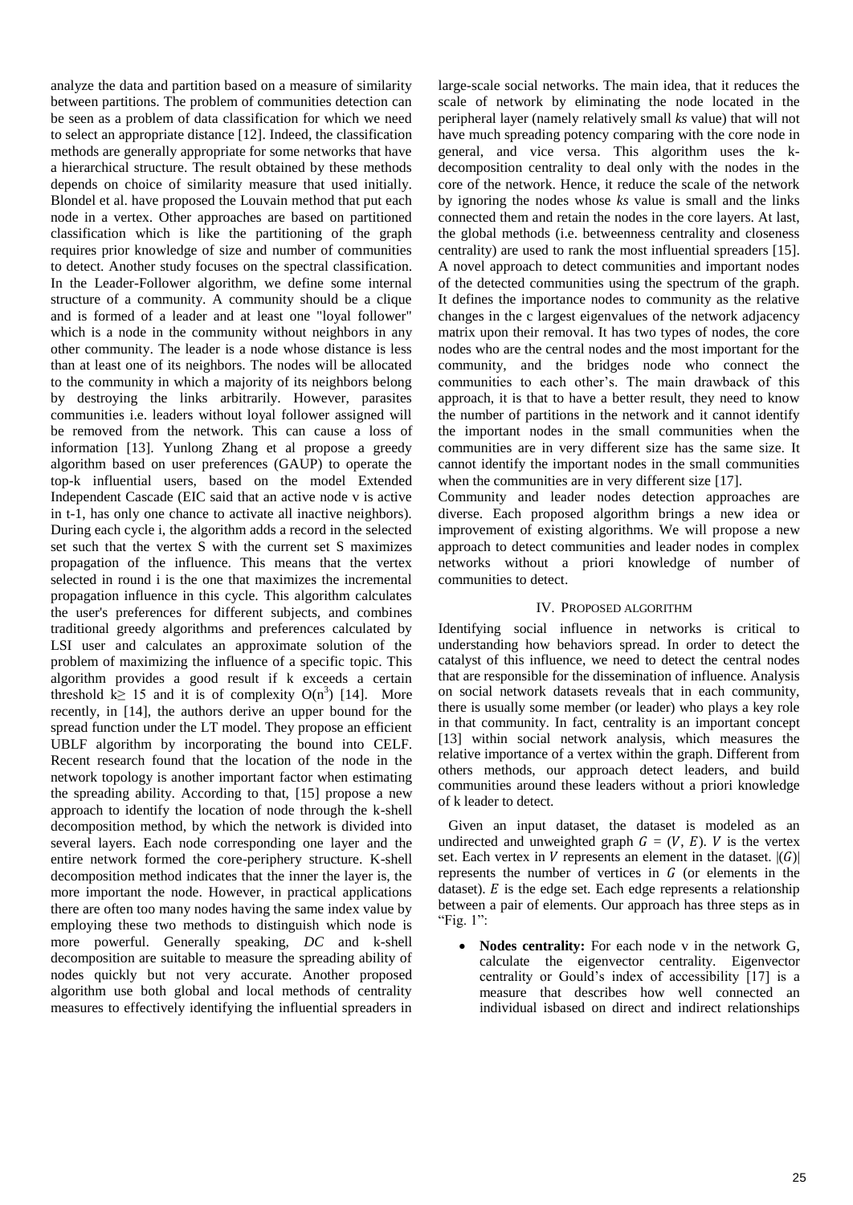analyze the data and partition based on a measure of similarity between partitions. The problem of communities detection can be seen as a problem of data classification for which we need to select an appropriate distance [12]. Indeed, the classification methods are generally appropriate for some networks that have a hierarchical structure. The result obtained by these methods depends on choice of similarity measure that used initially. Blondel et al. have proposed the Louvain method that put each node in a vertex. Other approaches are based on partitioned classification which is like the partitioning of the graph requires prior knowledge of size and number of communities to detect. Another study focuses on the spectral classification. In the Leader-Follower algorithm, we define some internal structure of a community. A community should be a clique and is formed of a leader and at least one "loyal follower" which is a node in the community without neighbors in any other community. The leader is a node whose distance is less than at least one of its neighbors. The nodes will be allocated to the community in which a majority of its neighbors belong by destroying the links arbitrarily. However, parasites communities i.e. leaders without loyal follower assigned will be removed from the network. This can cause a loss of information [13]. Yunlong Zhang et al propose a greedy algorithm based on user preferences (GAUP) to operate the top-k influential users, based on the model Extended Independent Cascade (EIC said that an active node v is active in t-1, has only one chance to activate all inactive neighbors). During each cycle i, the algorithm adds a record in the selected set such that the vertex S with the current set S maximizes propagation of the influence. This means that the vertex selected in round i is the one that maximizes the incremental propagation influence in this cycle. This algorithm calculates the user's preferences for different subjects, and combines traditional greedy algorithms and preferences calculated by LSI user and calculates an approximate solution of the problem of maximizing the influence of a specific topic. This algorithm provides a good result if k exceeds a certain threshold $k \geq 15$ and it is of complexity $O(n^3)$ [14]. More recently, in [14], the authors derive an upper bound for the spread function under the LT model. They propose an efficient UBLF algorithm by incorporating the bound into CELF. Recent research found that the location of the node in the network topology is another important factor when estimating the spreading ability. According to that, [15] propose a new approach to identify the location of node through the k-shell decomposition method, by which the network is divided into several layers. Each node corresponding one layer and the entire network formed the core-periphery structure. K-shell decomposition method indicates that the inner the layer is, the more important the node. However, in practical applications there are often too many nodes having the same index value by employing these two methods to distinguish which node is more powerful. Generally speaking, *DC* and k-shell decomposition are suitable to measure the spreading ability of nodes quickly but not very accurate. Another proposed algorithm use both global and local methods of centrality measures to effectively identifying the influential spreaders in large-scale social networks. The main idea, that it reduces the scale of network by eliminating the node located in the peripheral layer (namely relatively small *ks* value) that will not have much spreading potency comparing with the core node in general, and vice versa. This algorithm uses the k-decomposition centrality to deal only with the nodes in the core of the network. Hence, it reduce the scale of the network by ignoring the nodes whose *ks* value is small and the links connected them and retain the nodes in the core layers. At last, the global methods (i.e. betweenness centrality and closeness centrality) are used to rank the most influential spreaders [15]. A novel approach to detect communities and important nodes of the detected communities using the spectrum of the graph. It defines the importance nodes to community as the relative changes in the c largest eigenvalues of the network adjacency matrix upon their removal. It has two types of nodes, the core nodes who are the central nodes and the most important for the community, and the bridges node who connect the communities to each other's. The main drawback of this approach, it is that to have a better result, they need to know the number of partitions in the network and it cannot identify the important nodes in the small communities when the communities are in very different size has the same size. It cannot identify the important nodes in the small communities when the communities are in very different size [17].

Community and leader nodes detection approaches are diverse. Each proposed algorithm brings a new idea or improvement of existing algorithms. We will propose a new approach to detect communities and leader nodes in complex networks without a priori knowledge of number of communities to detect.

## IV. Proposed Algorithm

Identifying social influence in networks is critical to understanding how behaviors spread. In order to detect the catalyst of this influence, we need to detect the central nodes that are responsible for the dissemination of influence. Analysis on social network datasets reveals that in each community, there is usually some member (or leader) who plays a key role in that community. In fact, centrality is an important concept [13] within social network analysis, which measures the relative importance of a vertex within the graph. Different from others methods, our approach detect leaders, and build communities around these leaders without a priori knowledge of k leader to detect.

Given an input dataset, the dataset is modeled as an undirected and unweighted graph $G = (V, E)$. $V$ is the vertex set. Each vertex in $V$ represents an element in the dataset. $|(G)|$ represents the number of vertices in $G$ (or elements in the dataset). $E$ is the edge set. Each edge represents a relationship between a pair of elements. Our approach has three steps as in "Fig. 1":

- **Nodes centrality:** For each node v in the network G, calculate the eigenvector centrality. Eigenvector centrality or Gould's index of accessibility [17] is a measure that describes how well connected an individual isbased on direct and indirect relationships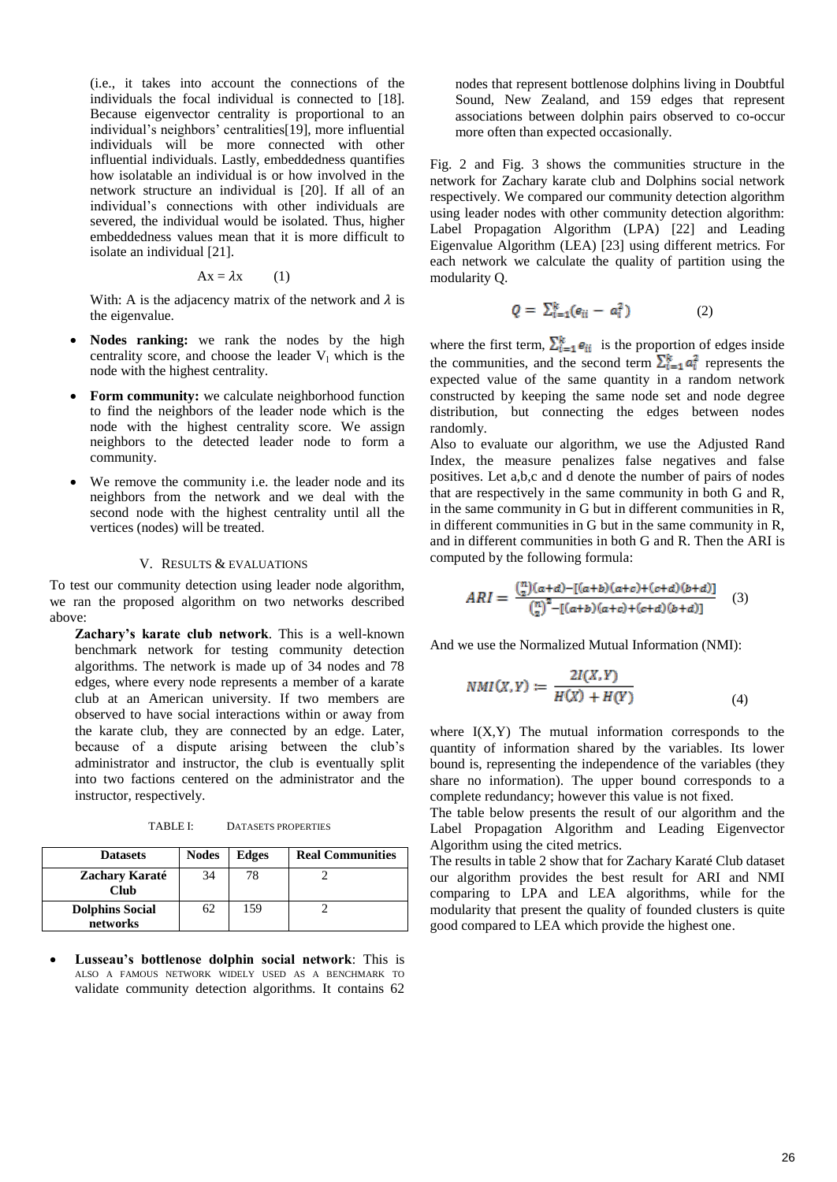(i.e., it takes into account the connections of the individuals the focal individual is connected to [18]. Because eigenvector centrality is proportional to an individual's neighbors' centralities[19], more influential individuals will be more connected with other influential individuals. Lastly, embeddedness quantifies how isolatable an individual is or how involved in the network structure an individual is [20]. If all of an individual's connections with other individuals are severed, the individual would be isolated. Thus, higher embeddedness values mean that it is more difficult to isolate an individual [21].

$$Ax = \lambda x \qquad (1)$$

With: A is the adjacency matrix of the network and $\lambda$ is the eigenvalue.

- **Nodes ranking:** we rank the nodes by the high centrality score, and choose the leader $V_1$ which is the node with the highest centrality.
- **Form community:** we calculate neighborhood function to find the neighbors of the leader node which is the node with the highest centrality score. We assign neighbors to the detected leader node to form a community.
- We remove the community i.e. the leader node and its neighbors from the network and we deal with the second node with the highest centrality until all the vertices (nodes) will be treated.

## V. Results & Evaluations

To test our community detection using leader node algorithm, we ran the proposed algorithm on two networks described above:

**Zachary's karate club network**. This is a well-known benchmark network for testing community detection algorithms. The network is made up of 34 nodes and 78 edges, where every node represents a member of a karate club at an American university. If two members are observed to have social interactions within or away from the karate club, they are connected by an edge. Later, because of a dispute arising between the club's administrator and instructor, the club is eventually split into two factions centered on the administrator and the instructor, respectively.

TABLE I: Datasets properties

| Datasets | Nodes | Edges | Real Communities |
|---|---|---|---|
| Zachary Karaté Club | 34 | 78 | 2 |
| Dolphins Social networks | 62 | 159 | 2 |

- **Lusseau's bottlenose dolphin social network**: This is also a famous network widely used as a benchmark to validate community detection algorithms. It contains 62 nodes that represent bottlenose dolphins living in Doubtful Sound, New Zealand, and 159 edges that represent associations between dolphin pairs observed to co-occur more often than expected occasionally.

Fig. 2 and Fig. 3 shows the communities structure in the network for Zachary karate club and Dolphins social network respectively. We compared our community detection algorithm using leader nodes with other community detection algorithm: Label Propagation Algorithm (LPA) [22] and Leading Eigenvalue Algorithm (LEA) [23] using different metrics. For each network we calculate the quality of partition using the modularity Q.

$$Q = \sum_{i=1}^{k}(e_{ii} - a_i^2) \qquad (2)$$

where the first term, $\sum_{i=1}^{k} e_{ii}$ is the proportion of edges inside the communities, and the second term $\sum_{i=1}^{k} a_i^2$ represents the expected value of the same quantity in a random network constructed by keeping the same node set and node degree distribution, but connecting the edges between nodes randomly.

Also to evaluate our algorithm, we use the Adjusted Rand Index, the measure penalizes false negatives and false positives. Let a,b,c and d denote the number of pairs of nodes that are respectively in the same community in both G and R, in the same community in G but in different communities in R, in different communities in G but in the same community in R, and in different communities in both G and R. Then the ARI is computed by the following formula:

$$ARI = \frac{\binom{n}{2}(a+d) - [(a+b)(a+c)+(c+d)(b+d)]}{\binom{n}{2}^2 - [(a+b)(a+c)+(c+d)(b+d)]} \qquad (3)$$

And we use the Normalized Mutual Information (NMI):

$$NMI(X,Y) := \frac{2I(X,Y)}{H(X)+H(Y)} \qquad (4)$$

where I(X,Y) The mutual information corresponds to the quantity of information shared by the variables. Its lower bound is, representing the independence of the variables (they share no information). The upper bound corresponds to a complete redundancy; however this value is not fixed.

The table below presents the result of our algorithm and the Label Propagation Algorithm and Leading Eigenvector Algorithm using the cited metrics.

The results in table 2 show that for Zachary Karaté Club dataset our algorithm provides the best result for ARI and NMI comparing to LPA and LEA algorithms, while for the modularity that present the quality of founded clusters is quite good compared to LEA which provide the highest one.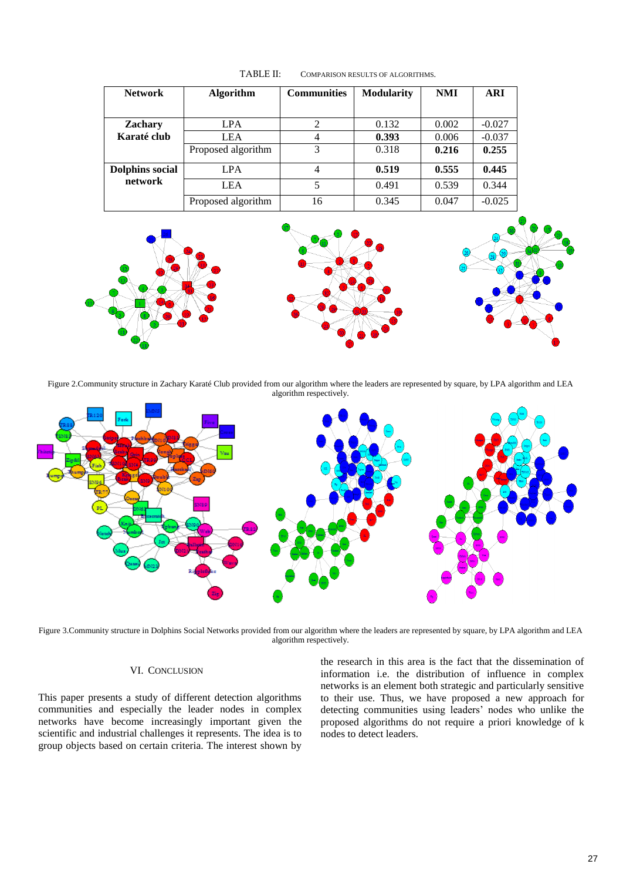TABLE II: COMPARISON RESULTS OF ALGORITHMS.

| Network | Algorithm | Communities | Modularity | NMI | ARI |
|---|---|---|---|---|---|
| **Zachary Karaté club** | LPA | 2 | 0.132 | 0.002 | -0.027 |
| | LEA | 4 | **0.393** | 0.006 | -0.037 |
| | Proposed algorithm | 3 | 0.318 | **0.216** | **0.255** |
| **Dolphins social network** | LPA | 4 | **0.519** | **0.555** | **0.445** |
| | LEA | 5 | 0.491 | 0.539 | 0.344 |
| | Proposed algorithm | 16 | 0.345 | 0.047 | -0.025 |

Figure 2.Community structure in Zachary Karaté Club provided from our algorithm where the leaders are represented by square, by LPA algorithm and LEA algorithm respectively.

Figure 3.Community structure in Dolphins Social Networks provided from our algorithm where the leaders are represented by square, by LPA algorithm and LEA algorithm respectively.

## VI. CONCLUSION

This paper presents a study of different detection algorithms communities and especially the leader nodes in complex networks have become increasingly important given the scientific and industrial challenges it represents. The idea is to group objects based on certain criteria. The interest shown by the research in this area is the fact that the dissemination of information i.e. the distribution of influence in complex networks is an element both strategic and particularly sensitive to their use. Thus, we have proposed a new approach for detecting communities using leaders' nodes who unlike the proposed algorithms do not require a priori knowledge of k nodes to detect leaders.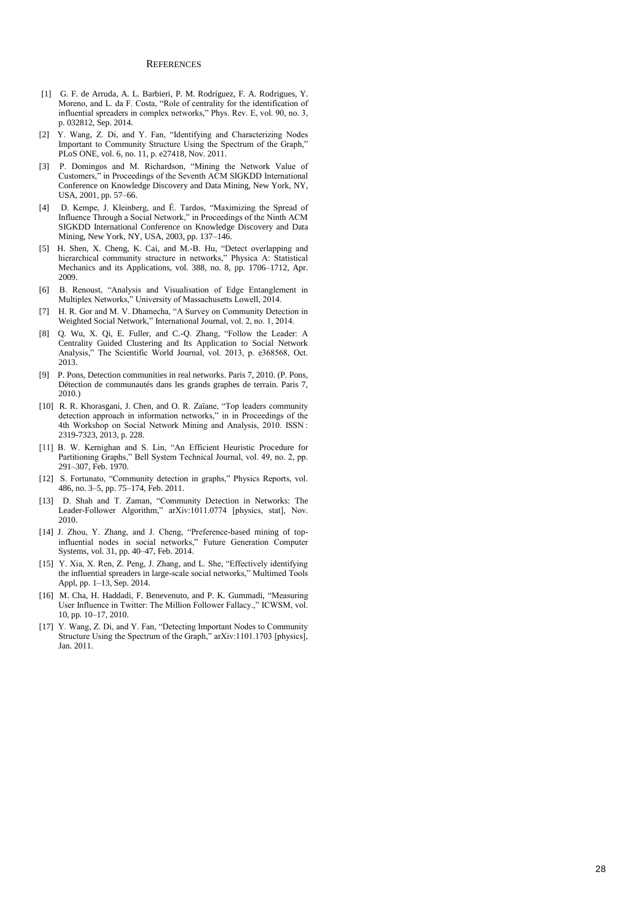# References

[1] G. F. de Arruda, A. L. Barbieri, P. M. Rodríguez, F. A. Rodrigues, Y. Moreno, and L. da F. Costa, "Role of centrality for the identification of influential spreaders in complex networks," Phys. Rev. E, vol. 90, no. 3, p. 032812, Sep. 2014.

[2] Y. Wang, Z. Di, and Y. Fan, "Identifying and Characterizing Nodes Important to Community Structure Using the Spectrum of the Graph," PLoS ONE, vol. 6, no. 11, p. e27418, Nov. 2011.

[3] P. Domingos and M. Richardson, "Mining the Network Value of Customers," in Proceedings of the Seventh ACM SIGKDD International Conference on Knowledge Discovery and Data Mining, New York, NY, USA, 2001, pp. 57–66.

[4] D. Kempe, J. Kleinberg, and É. Tardos, "Maximizing the Spread of Influence Through a Social Network," in Proceedings of the Ninth ACM SIGKDD International Conference on Knowledge Discovery and Data Mining, New York, NY, USA, 2003, pp. 137–146.

[5] H. Shen, X. Cheng, K. Cai, and M.-B. Hu, "Detect overlapping and hierarchical community structure in networks," Physica A: Statistical Mechanics and its Applications, vol. 388, no. 8, pp. 1706–1712, Apr. 2009.

[6] B. Renoust, "Analysis and Visualisation of Edge Entanglement in Multiplex Networks," University of Massachusetts Lowell, 2014.

[7] H. R. Gor and M. V. Dhamecha, "A Survey on Community Detection in Weighted Social Network," International Journal, vol. 2, no. 1, 2014.

[8] Q. Wu, X. Qi, E. Fuller, and C.-Q. Zhang, "Follow the Leader: A Centrality Guided Clustering and Its Application to Social Network Analysis," The Scientific World Journal, vol. 2013, p. e368568, Oct. 2013.

[9] P. Pons, Detection communities in real networks. Paris 7, 2010. (P. Pons, Détection de communautés dans les grands graphes de terrain. Paris 7, 2010.)

[10] R. R. Khorasgani, J. Chen, and O. R. Zaïane, "Top leaders community detection approach in information networks," in in Proceedings of the 4th Workshop on Social Network Mining and Analysis, 2010. ISSN : 2319-7323, 2013, p. 228.

[11] B. W. Kernighan and S. Lin, "An Efficient Heuristic Procedure for Partitioning Graphs," Bell System Technical Journal, vol. 49, no. 2, pp. 291–307, Feb. 1970.

[12] S. Fortunato, "Community detection in graphs," Physics Reports, vol. 486, no. 3–5, pp. 75–174, Feb. 2011.

[13] D. Shah and T. Zaman, "Community Detection in Networks: The Leader-Follower Algorithm," arXiv:1011.0774 [physics, stat], Nov. 2010.

[14] J. Zhou, Y. Zhang, and J. Cheng, "Preference-based mining of top-influential nodes in social networks," Future Generation Computer Systems, vol. 31, pp. 40–47, Feb. 2014.

[15] Y. Xia, X. Ren, Z. Peng, J. Zhang, and L. She, "Effectively identifying the influential spreaders in large-scale social networks," Multimed Tools Appl, pp. 1–13, Sep. 2014.

[16] M. Cha, H. Haddadi, F. Benevenuto, and P. K. Gummadi, "Measuring User Influence in Twitter: The Million Follower Fallacy.," ICWSM, vol. 10, pp. 10–17, 2010.

[17] Y. Wang, Z. Di, and Y. Fan, "Detecting Important Nodes to Community Structure Using the Spectrum of the Graph," arXiv:1101.1703 [physics], Jan. 2011.